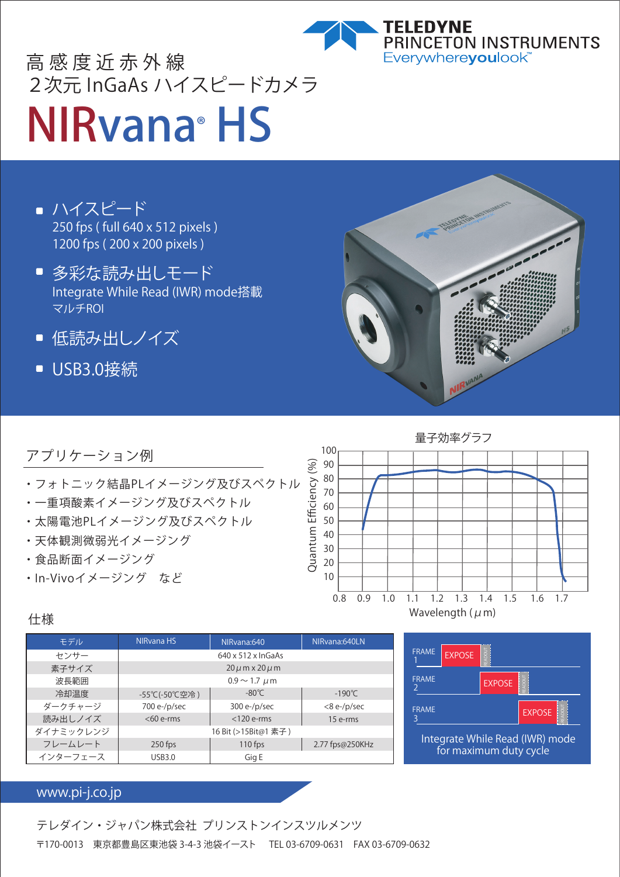TELEDYNE PRINCETON INSTRUMENTS
Everywhereyoulook™

# 高感度近赤外線 2次元 InGaAs ハイスピードカメラ

# NIRvana® HS

- ハイスピード
  250 fps ( full 640 x 512 pixels )
  1200 fps ( 200 x 200 pixels )
- 多彩な読み出しモード
  Integrate While Read (IWR) mode搭載
  マルチROI
- 低読み出しノイズ
- USB3.0接続

## アプリケーション例

- フォトニック結晶PLイメージング及びスペクトル
- 一重項酸素イメージング及びスペクトル
- 太陽電池PLイメージング及びスペクトル
- 天体観測微弱光イメージング
- 食品断面イメージング
- In-Vivoイメージング　など

量子効率グラフ

## 仕様

| モデル | NIRvana HS | NIRvana:640 | NIRvana:640LN |
|---|---|---|---|
| センサー | 640 x 512 x InGaAs | | |
| 素子サイズ | 20 μm x 20 μm | | |
| 波長範囲 | 0.9～1.7 μm | | |
| 冷却温度 | -55℃(-50℃空冷) | -80℃ | -190℃ |
| ダークチャージ | 700 e-/p/sec | 300 e-/p/sec | <8 e-/p/sec |
| 読み出しノイズ | <60 e-rms | <120 e-rms | 15 e-rms |
| ダイナミックレンジ | 16 Bit (>15Bit@1 素子) | | |
| フレームレート | 250 fps | 110 fps | 2.77 fps@250KHz |
| インターフェース | USB3.0 | Gig E | |

Integrate While Read (IWR) mode for maximum duty cycle

www.pi-j.co.jp

テレダイン・ジャパン株式会社 プリンストンインスツルメンツ

〒170-0013　東京都豊島区東池袋 3-4-3 池袋イースト　TEL 03-6709-0631　FAX 03-6709-0632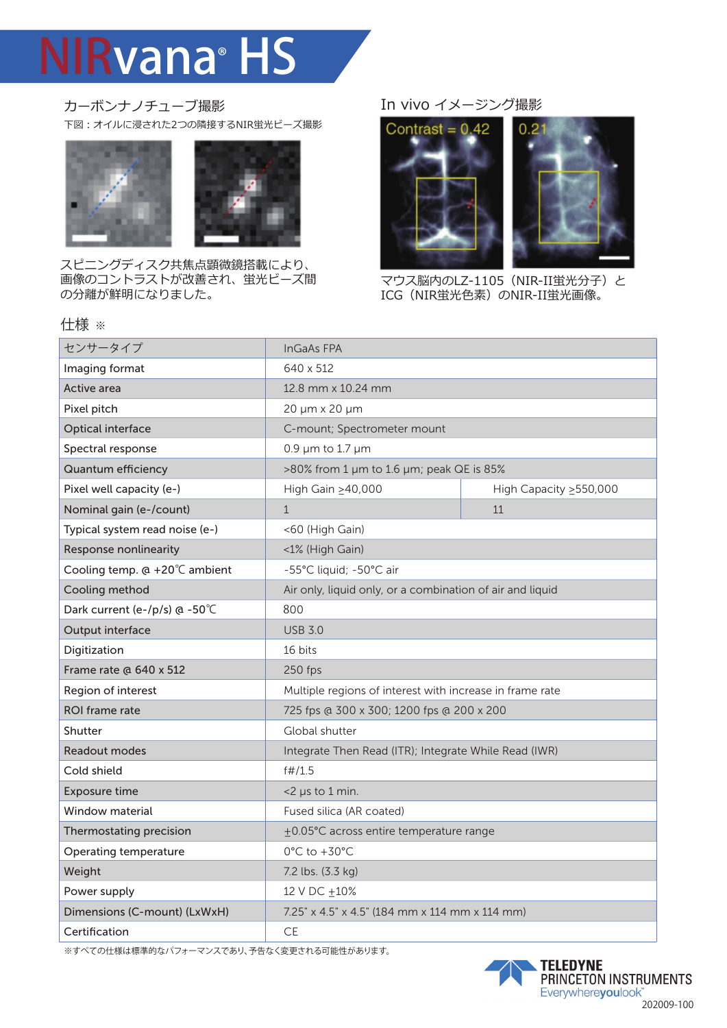# NIRvana® HS

## カーボンナノチューブ撮影

下図：オイルに浸された2つの隣接するNIR蛍光ビーズ撮影

スピニングディスク共焦点顕微鏡搭載により、画像のコントラストが改善され、蛍光ビーズ間の分離が鮮明になりました。

## In vivo イメージング撮影

Contrast = 0.42

0.21

マウス脳内のLZ-1105（NIR-II蛍光分子）とICG（NIR蛍光色素）のNIR-II蛍光画像。

## 仕様 ※

| | | |
|---|---|---|
| センサータイプ | InGaAs FPA | |
| Imaging format | 640 x 512 | |
| Active area | 12.8 mm x 10.24 mm | |
| Pixel pitch | 20 μm x 20 μm | |
| Optical interface | C-mount; Spectrometer mount | |
| Spectral response | 0.9 μm to 1.7 μm | |
| Quantum efficiency | >80% from 1 μm to 1.6 μm; peak QE is 85% | |
| Pixel well capacity (e-) | High Gain ≥40,000 | High Capacity ≥550,000 |
| Nominal gain (e-/count) | 1 | 11 |
| Typical system read noise (e-) | <60 (High Gain) | |
| Response nonlinearity | <1% (High Gain) | |
| Cooling temp. @ +20℃ ambient | -55°C liquid; -50°C air | |
| Cooling method | Air only, liquid only, or a combination of air and liquid | |
| Dark current (e-/p/s) @ -50℃ | 800 | |
| Output interface | USB 3.0 | |
| Digitization | 16 bits | |
| Frame rate @ 640 x 512 | 250 fps | |
| Region of interest | Multiple regions of interest with increase in frame rate | |
| ROI frame rate | 725 fps @ 300 x 300; 1200 fps @ 200 x 200 | |
| Shutter | Global shutter | |
| Readout modes | Integrate Then Read (ITR); Integrate While Read (IWR) | |
| Cold shield | f#/1.5 | |
| Exposure time | <2 μs to 1 min. | |
| Window material | Fused silica (AR coated) | |
| Thermostating precision | ±0.05°C across entire temperature range | |
| Operating temperature | 0°C to +30°C | |
| Weight | 7.2 lbs. (3.3 kg) | |
| Power supply | 12 V DC ±10% | |
| Dimensions (C-mount) (LxWxH) | 7.25" x 4.5" x 4.5" (184 mm x 114 mm x 114 mm) | |
| Certification | CE | |

※すべての仕様は標準的なパフォーマンスであり、予告なく変更される可能性があります。

TELEDYNE PRINCETON INSTRUMENTS
Everywhereyoulook™

202009-100